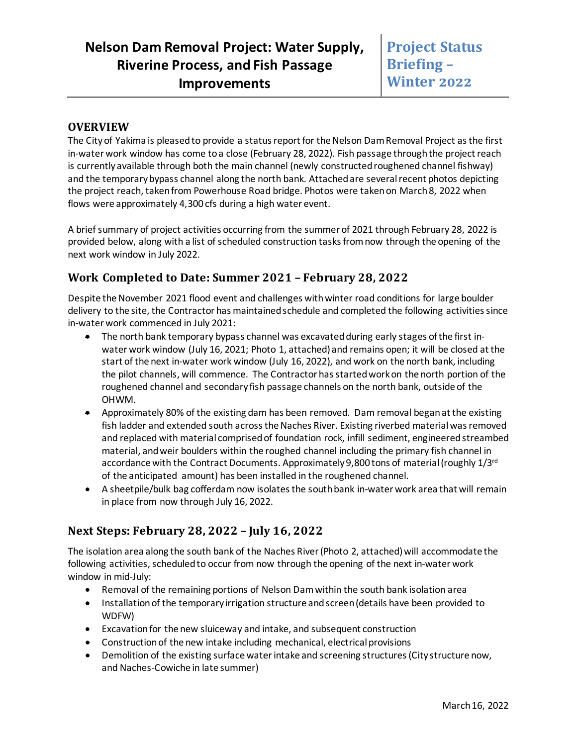# Nelson Dam Removal Project: Water Supply, Riverine Process, and Fish Passage Improvements

**Project Status Briefing – Winter 2022**

## OVERVIEW

The City of Yakima is pleased to provide a status report for the Nelson Dam Removal Project as the first in-water work window has come to a close (February 28, 2022). Fish passage through the project reach is currently available through both the main channel (newly constructed roughened channel fishway) and the temporary bypass channel along the north bank. Attached are several recent photos depicting the project reach, taken from Powerhouse Road bridge. Photos were taken on March 8, 2022 when flows were approximately 4,300 cfs during a high water event.

A brief summary of project activities occurring from the summer of 2021 through February 28, 2022 is provided below, along with a list of scheduled construction tasks from now through the opening of the next work window in July 2022.

## Work Completed to Date: Summer 2021 – February 28, 2022

Despite the November 2021 flood event and challenges with winter road conditions for large boulder delivery to the site, the Contractor has maintained schedule and completed the following activities since in-water work commenced in July 2021:

- The north bank temporary bypass channel was excavated during early stages of the first in-water work window (July 16, 2021; Photo 1, attached) and remains open; it will be closed at the start of the next in-water work window (July 16, 2022), and work on the north bank, including the pilot channels, will commence. The Contractor has started work on the north portion of the roughened channel and secondary fish passage channels on the north bank, outside of the OHWM.
- Approximately 80% of the existing dam has been removed. Dam removal began at the existing fish ladder and extended south across the Naches River. Existing riverbed material was removed and replaced with material comprised of foundation rock, infill sediment, engineered streambed material, and weir boulders within the roughed channel including the primary fish channel in accordance with the Contract Documents. Approximately 9,800 tons of material (roughly 1/3rd of the anticipated amount) has been installed in the roughened channel.
- A sheetpile/bulk bag cofferdam now isolates the south bank in-water work area that will remain in place from now through July 16, 2022.

## Next Steps: February 28, 2022 – July 16, 2022

The isolation area along the south bank of the Naches River (Photo 2, attached) will accommodate the following activities, scheduled to occur from now through the opening of the next in-water work window in mid-July:

- Removal of the remaining portions of Nelson Dam within the south bank isolation area
- Installation of the temporary irrigation structure and screen (details have been provided to WDFW)
- Excavation for the new sluiceway and intake, and subsequent construction
- Construction of the new intake including mechanical, electrical provisions
- Demolition of the existing surface water intake and screening structures (City structure now, and Naches-Cowiche in late summer)

March 16, 2022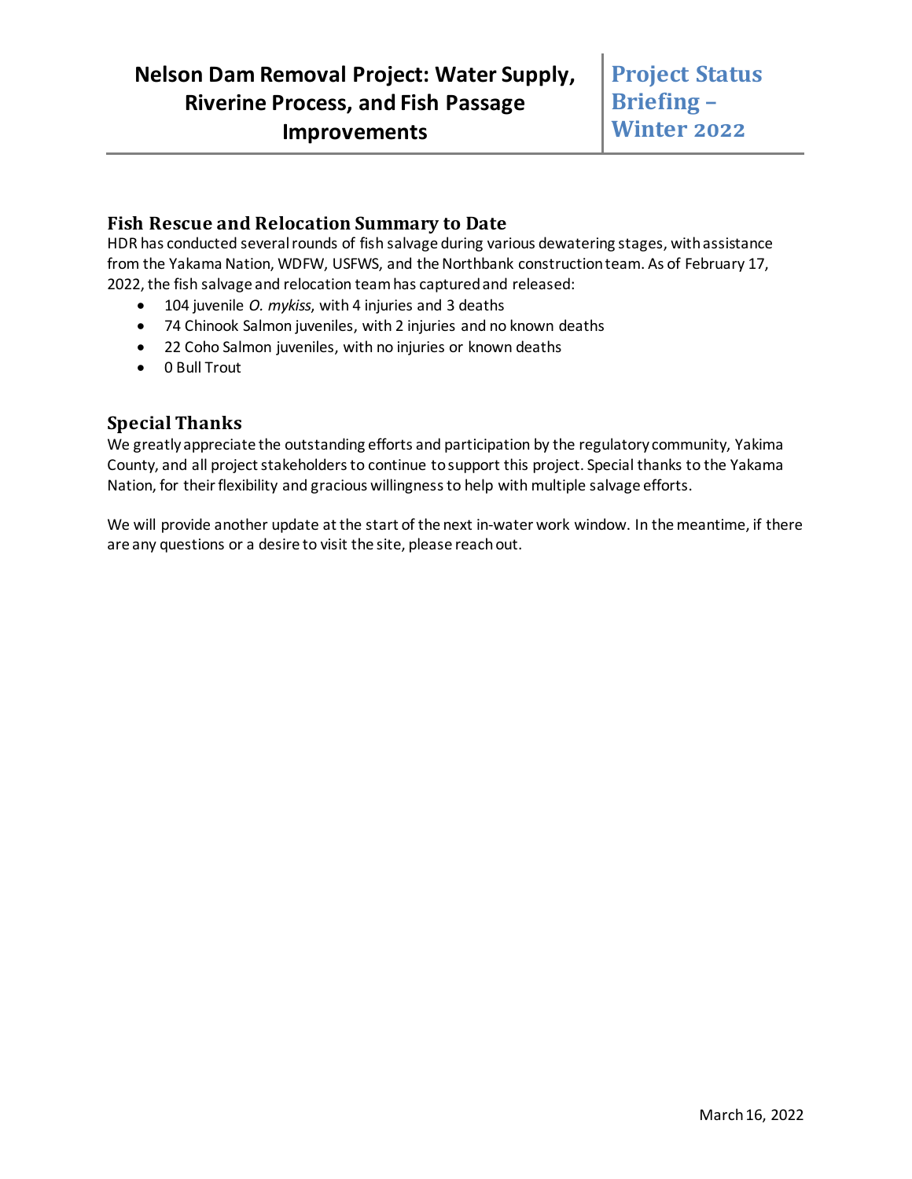## Fish Rescue and Relocation Summary to Date

HDR has conducted several rounds of fish salvage during various dewatering stages, with assistance from the Yakama Nation, WDFW, USFWS, and the Northbank construction team. As of February 17, 2022, the fish salvage and relocation team has captured and released:

- 104 juvenile *O. mykiss*, with 4 injuries and 3 deaths
- 74 Chinook Salmon juveniles, with 2 injuries and no known deaths
- 22 Coho Salmon juveniles, with no injuries or known deaths
- 0 Bull Trout

## Special Thanks

We greatly appreciate the outstanding efforts and participation by the regulatory community, Yakima County, and all project stakeholders to continue to support this project. Special thanks to the Yakama Nation, for their flexibility and gracious willingness to help with multiple salvage efforts.

We will provide another update at the start of the next in-water work window. In the meantime, if there are any questions or a desire to visit the site, please reach out.

March 16, 2022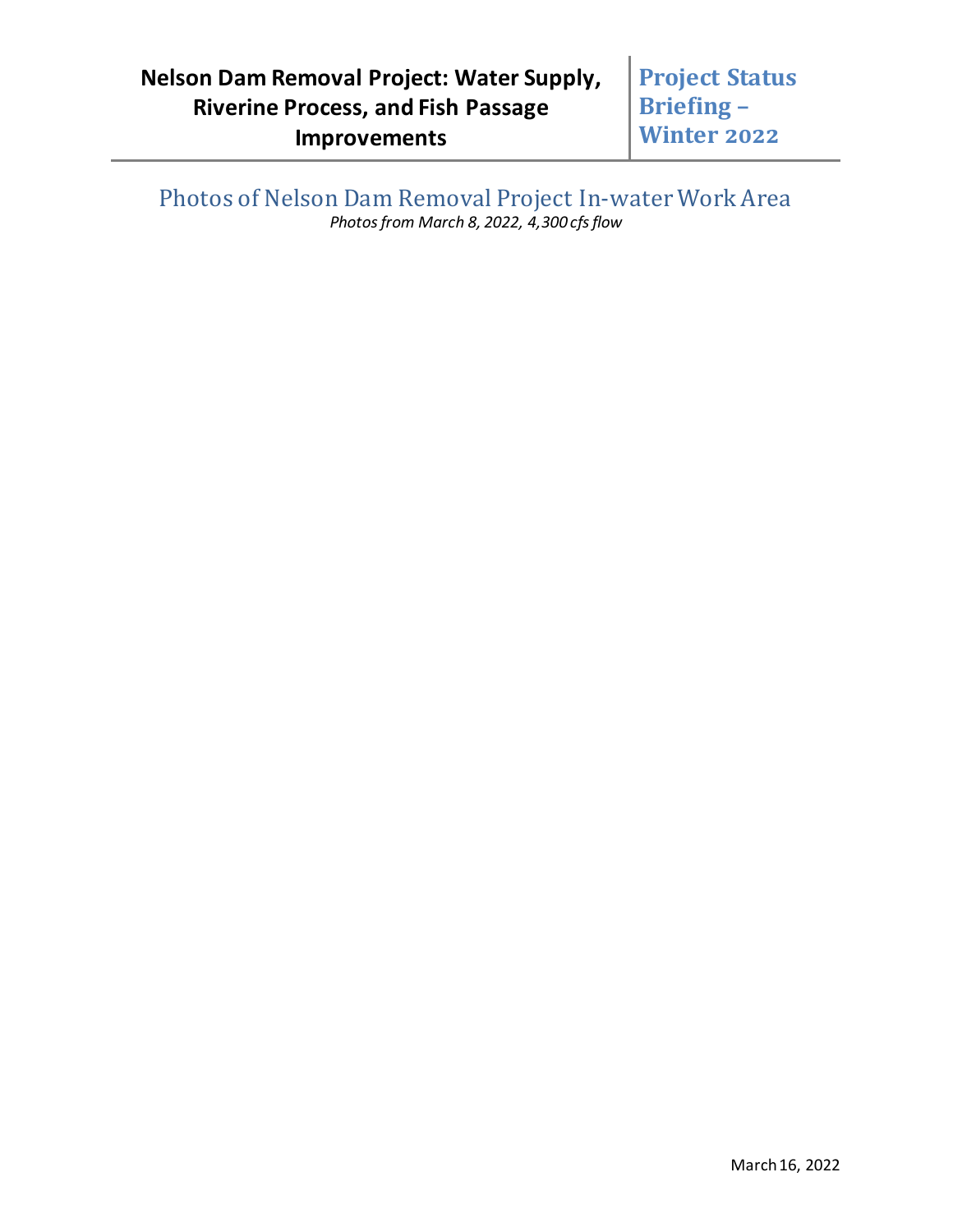## Photos of Nelson Dam Removal Project In-water Work Area

*Photos from March 8, 2022, 4,300 cfs flow*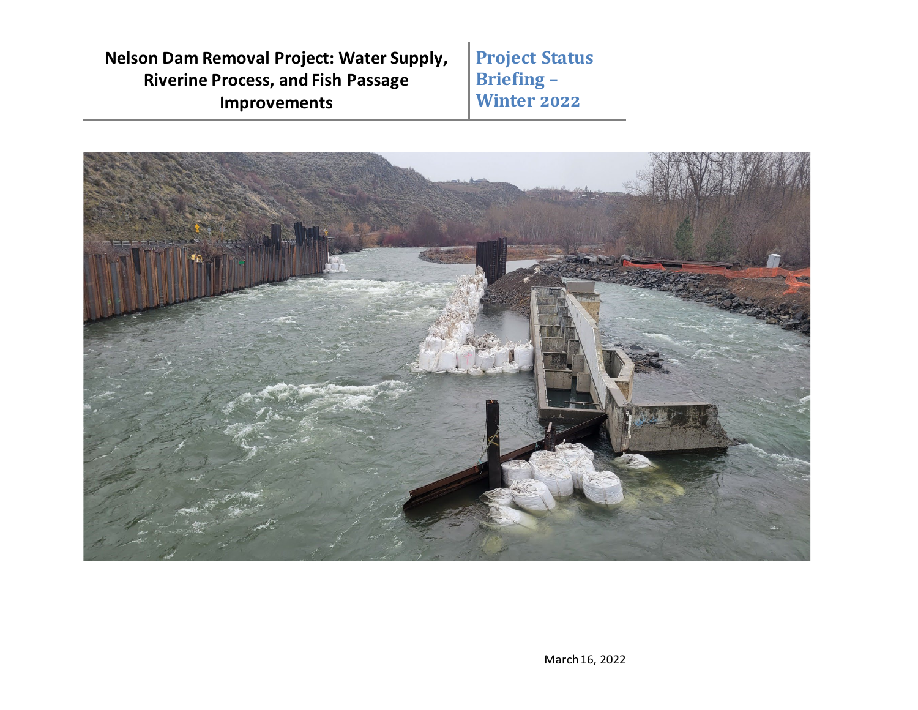**Nelson Dam Removal Project: Water Supply, Riverine Process, and Fish Passage Improvements**

**Project Status Briefing – Winter 2022**

March 16, 2022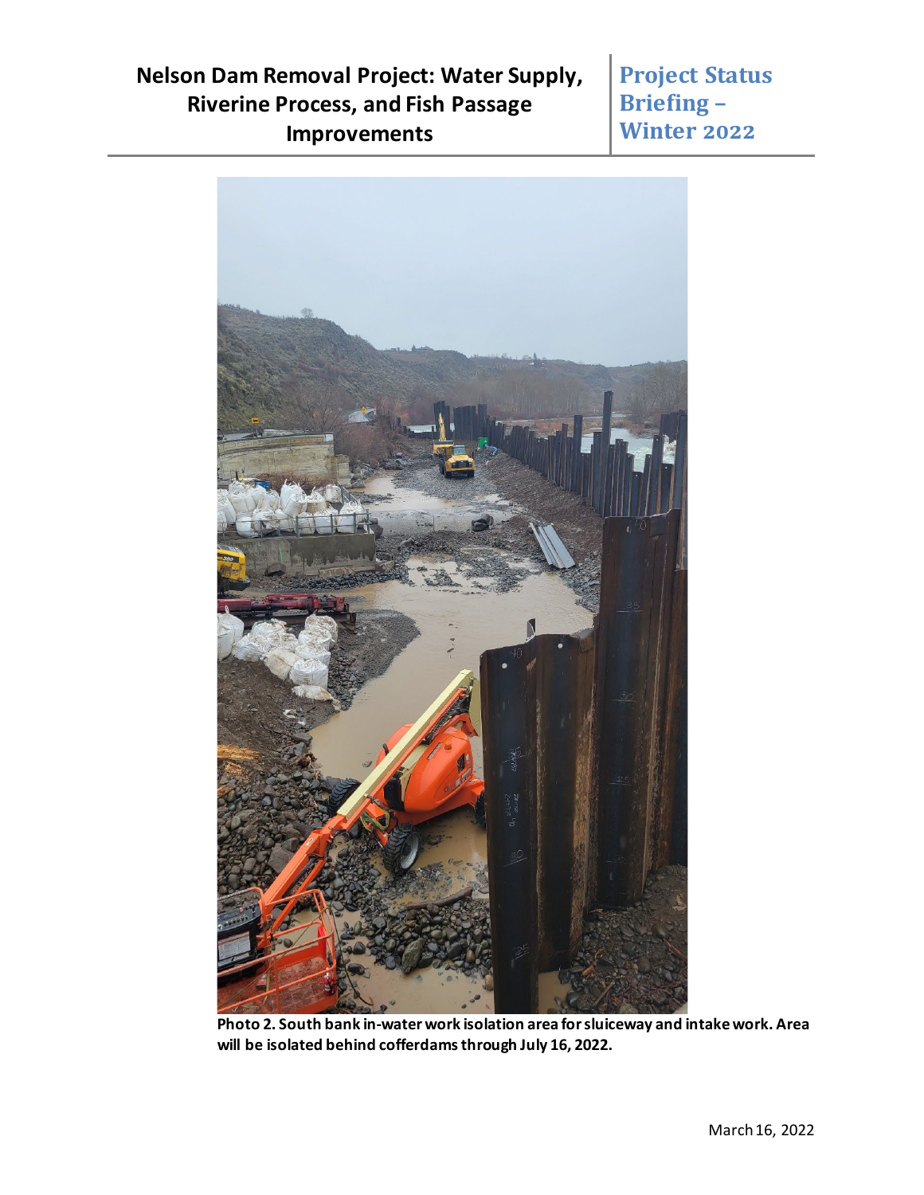Photo 2. South bank in-water work isolation area for sluiceway and intake work. Area will be isolated behind cofferdams through July 16, 2022.